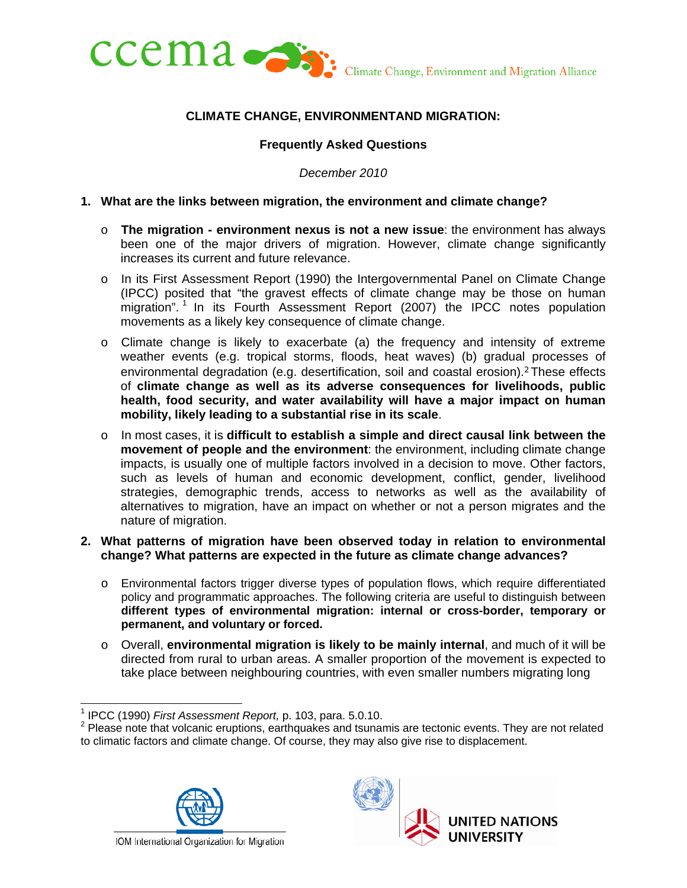ccema Climate Change, Environment and Migration Alliance

# CLIMATE CHANGE, ENVIRONMENTAND MIGRATION:

## Frequently Asked Questions

*December 2010*

**1. What are the links between migration, the environment and climate change?**

- **The migration - environment nexus is not a new issue**: the environment has always been one of the major drivers of migration. However, climate change significantly increases its current and future relevance.
- In its First Assessment Report (1990) the Intergovernmental Panel on Climate Change (IPCC) posited that "the gravest effects of climate change may be those on human migration".[1] In its Fourth Assessment Report (2007) the IPCC notes population movements as a likely key consequence of climate change.
- Climate change is likely to exacerbate (a) the frequency and intensity of extreme weather events (e.g. tropical storms, floods, heat waves) (b) gradual processes of environmental degradation (e.g. desertification, soil and coastal erosion).[2] These effects of **climate change as well as its adverse consequences for livelihoods, public health, food security, and water availability will have a major impact on human mobility, likely leading to a substantial rise in its scale**.
- In most cases, it is **difficult to establish a simple and direct causal link between the movement of people and the environment**: the environment, including climate change impacts, is usually one of multiple factors involved in a decision to move. Other factors, such as levels of human and economic development, conflict, gender, livelihood strategies, demographic trends, access to networks as well as the availability of alternatives to migration, have an impact on whether or not a person migrates and the nature of migration.

**2. What patterns of migration have been observed today in relation to environmental change? What patterns are expected in the future as climate change advances?**

- Environmental factors trigger diverse types of population flows, which require differentiated policy and programmatic approaches. The following criteria are useful to distinguish between **different types of environmental migration: internal or cross-border, temporary or permanent, and voluntary or forced.**
- Overall, **environmental migration is likely to be mainly internal**, and much of it will be directed from rural to urban areas. A smaller proportion of the movement is expected to take place between neighbouring countries, with even smaller numbers migrating long

---

[1] IPCC (1990) *First Assessment Report,* p. 103, para. 5.0.10.

[2] Please note that volcanic eruptions, earthquakes and tsunamis are tectonic events. They are not related to climatic factors and climate change. Of course, they may also give rise to displacement.

IOM International Organization for Migration

UNITED NATIONS UNIVERSITY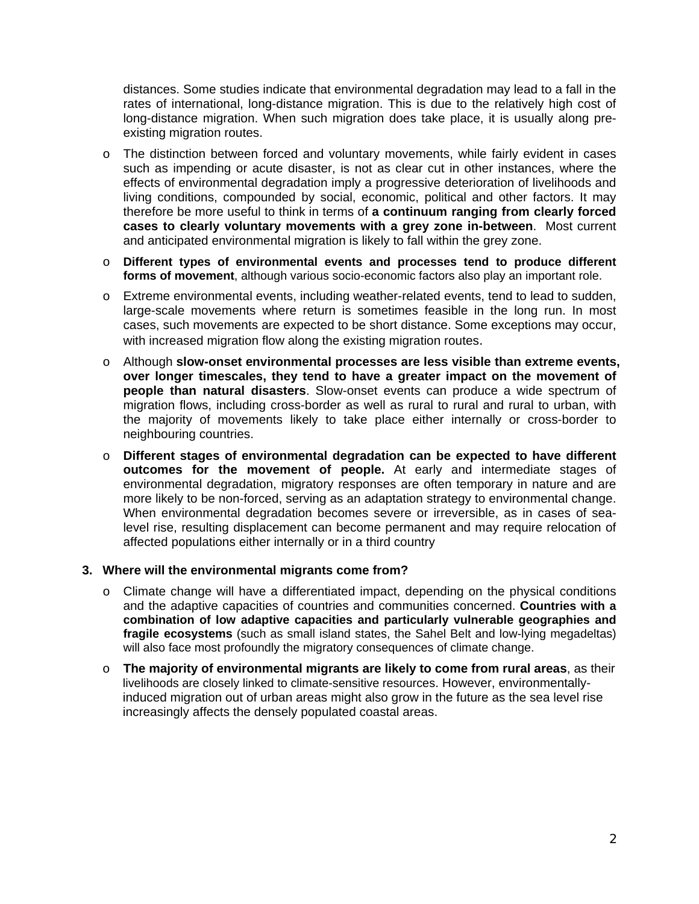distances. Some studies indicate that environmental degradation may lead to a fall in the rates of international, long-distance migration. This is due to the relatively high cost of long-distance migration. When such migration does take place, it is usually along pre-existing migration routes.

- The distinction between forced and voluntary movements, while fairly evident in cases such as impending or acute disaster, is not as clear cut in other instances, where the effects of environmental degradation imply a progressive deterioration of livelihoods and living conditions, compounded by social, economic, political and other factors. It may therefore be more useful to think in terms of **a continuum ranging from clearly forced cases to clearly voluntary movements with a grey zone in-between**. Most current and anticipated environmental migration is likely to fall within the grey zone.
- **Different types of environmental events and processes tend to produce different forms of movement**, although various socio-economic factors also play an important role.
- Extreme environmental events, including weather-related events, tend to lead to sudden, large-scale movements where return is sometimes feasible in the long run. In most cases, such movements are expected to be short distance. Some exceptions may occur, with increased migration flow along the existing migration routes.
- Although **slow-onset environmental processes are less visible than extreme events, over longer timescales, they tend to have a greater impact on the movement of people than natural disasters**. Slow-onset events can produce a wide spectrum of migration flows, including cross-border as well as rural to rural and rural to urban, with the majority of movements likely to take place either internally or cross-border to neighbouring countries.
- **Different stages of environmental degradation can be expected to have different outcomes for the movement of people.** At early and intermediate stages of environmental degradation, migratory responses are often temporary in nature and are more likely to be non-forced, serving as an adaptation strategy to environmental change. When environmental degradation becomes severe or irreversible, as in cases of sea-level rise, resulting displacement can become permanent and may require relocation of affected populations either internally or in a third country

**3. Where will the environmental migrants come from?**

- Climate change will have a differentiated impact, depending on the physical conditions and the adaptive capacities of countries and communities concerned. **Countries with a combination of low adaptive capacities and particularly vulnerable geographies and fragile ecosystems** (such as small island states, the Sahel Belt and low-lying megadeltas) will also face most profoundly the migratory consequences of climate change.
- **The majority of environmental migrants are likely to come from rural areas**, as their livelihoods are closely linked to climate-sensitive resources. However, environmentally-induced migration out of urban areas might also grow in the future as the sea level rise increasingly affects the densely populated coastal areas.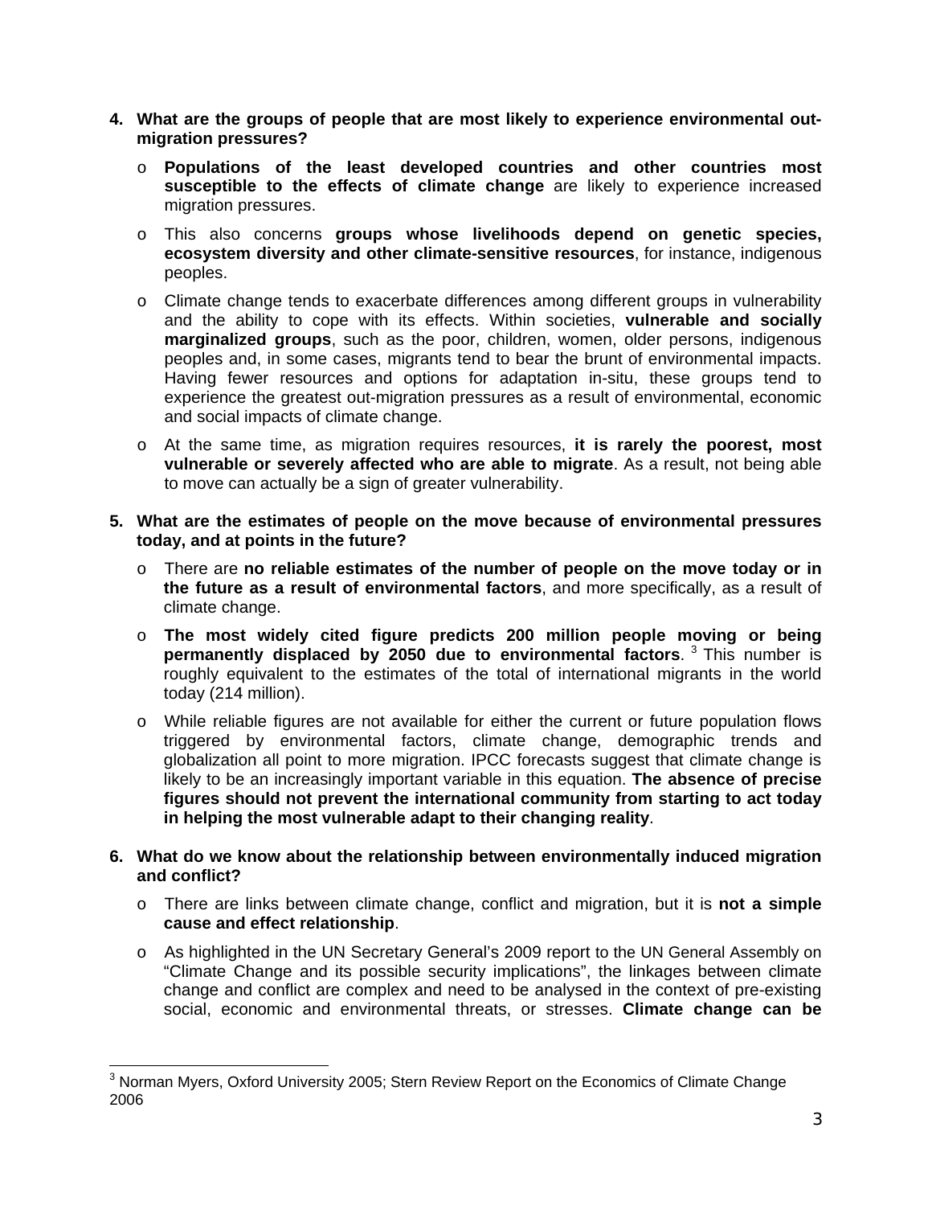4. **What are the groups of people that are most likely to experience environmental out-migration pressures?**

   - **Populations of the least developed countries and other countries most susceptible to the effects of climate change** are likely to experience increased migration pressures.
   - This also concerns **groups whose livelihoods depend on genetic species, ecosystem diversity and other climate-sensitive resources**, for instance, indigenous peoples.
   - Climate change tends to exacerbate differences among different groups in vulnerability and the ability to cope with its effects. Within societies, **vulnerable and socially marginalized groups**, such as the poor, children, women, older persons, indigenous peoples and, in some cases, migrants tend to bear the brunt of environmental impacts. Having fewer resources and options for adaptation in-situ, these groups tend to experience the greatest out-migration pressures as a result of environmental, economic and social impacts of climate change.
   - At the same time, as migration requires resources, **it is rarely the poorest, most vulnerable or severely affected who are able to migrate**. As a result, not being able to move can actually be a sign of greater vulnerability.

5. **What are the estimates of people on the move because of environmental pressures today, and at points in the future?**

   - There are **no reliable estimates of the number of people on the move today or in the future as a result of environmental factors**, and more specifically, as a result of climate change.
   - **The most widely cited figure predicts 200 million people moving or being permanently displaced by 2050 due to environmental factors**. [3] This number is roughly equivalent to the estimates of the total of international migrants in the world today (214 million).
   - While reliable figures are not available for either the current or future population flows triggered by environmental factors, climate change, demographic trends and globalization all point to more migration. IPCC forecasts suggest that climate change is likely to be an increasingly important variable in this equation. **The absence of precise figures should not prevent the international community from starting to act today in helping the most vulnerable adapt to their changing reality**.

6. **What do we know about the relationship between environmentally induced migration and conflict?**

   - There are links between climate change, conflict and migration, but it is **not a simple cause and effect relationship**.
   - As highlighted in the UN Secretary General's 2009 report to the UN General Assembly on "Climate Change and its possible security implications", the linkages between climate change and conflict are complex and need to be analysed in the context of pre-existing social, economic and environmental threats, or stresses. **Climate change can be**

---

[3] Norman Myers, Oxford University 2005; Stern Review Report on the Economics of Climate Change 2006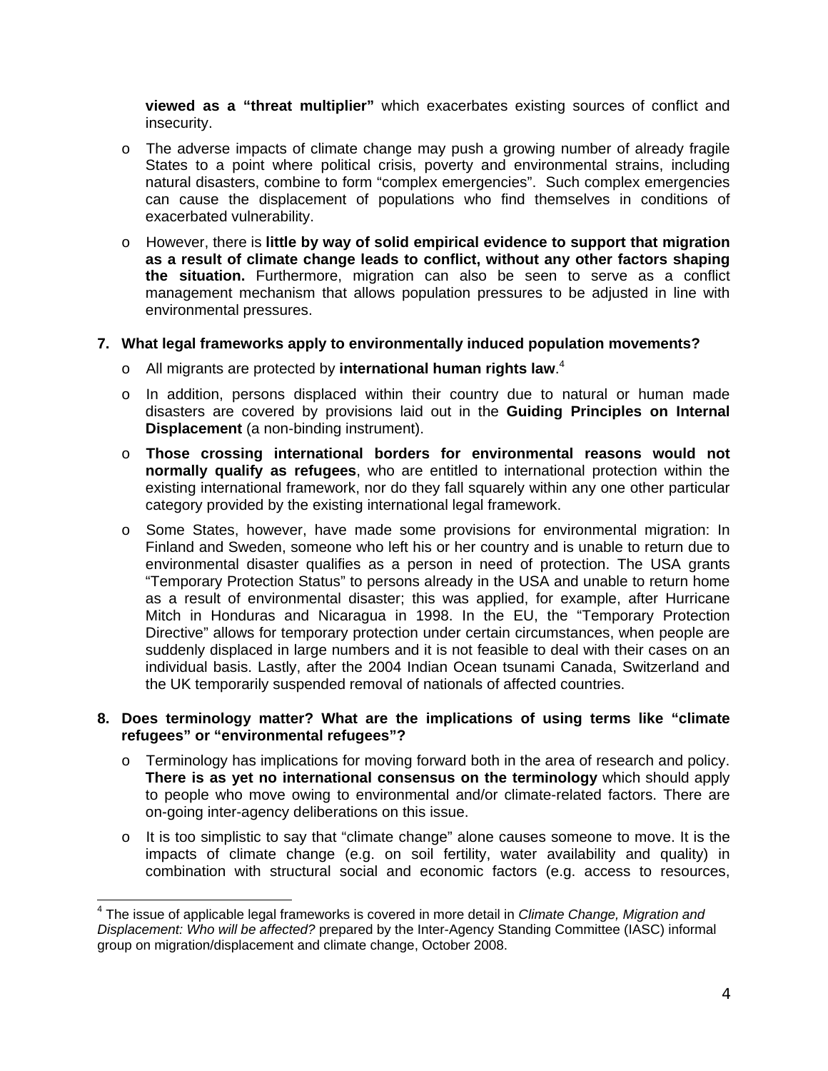**viewed as a "threat multiplier"** which exacerbates existing sources of conflict and insecurity.

- The adverse impacts of climate change may push a growing number of already fragile States to a point where political crisis, poverty and environmental strains, including natural disasters, combine to form "complex emergencies". Such complex emergencies can cause the displacement of populations who find themselves in conditions of exacerbated vulnerability.
- However, there is **little by way of solid empirical evidence to support that migration as a result of climate change leads to conflict, without any other factors shaping the situation.** Furthermore, migration can also be seen to serve as a conflict management mechanism that allows population pressures to be adjusted in line with environmental pressures.

**7. What legal frameworks apply to environmentally induced population movements?**

- All migrants are protected by **international human rights law**.[4]
- In addition, persons displaced within their country due to natural or human made disasters are covered by provisions laid out in the **Guiding Principles on Internal Displacement** (a non-binding instrument).
- **Those crossing international borders for environmental reasons would not normally qualify as refugees**, who are entitled to international protection within the existing international framework, nor do they fall squarely within any one other particular category provided by the existing international legal framework.
- Some States, however, have made some provisions for environmental migration: In Finland and Sweden, someone who left his or her country and is unable to return due to environmental disaster qualifies as a person in need of protection. The USA grants "Temporary Protection Status" to persons already in the USA and unable to return home as a result of environmental disaster; this was applied, for example, after Hurricane Mitch in Honduras and Nicaragua in 1998. In the EU, the "Temporary Protection Directive" allows for temporary protection under certain circumstances, when people are suddenly displaced in large numbers and it is not feasible to deal with their cases on an individual basis. Lastly, after the 2004 Indian Ocean tsunami Canada, Switzerland and the UK temporarily suspended removal of nationals of affected countries.

**8. Does terminology matter? What are the implications of using terms like "climate refugees" or "environmental refugees"?**

- Terminology has implications for moving forward both in the area of research and policy. **There is as yet no international consensus on the terminology** which should apply to people who move owing to environmental and/or climate-related factors. There are on-going inter-agency deliberations on this issue.
- It is too simplistic to say that "climate change" alone causes someone to move. It is the impacts of climate change (e.g. on soil fertility, water availability and quality) in combination with structural social and economic factors (e.g. access to resources,

---

[4] The issue of applicable legal frameworks is covered in more detail in *Climate Change, Migration and Displacement: Who will be affected?* prepared by the Inter-Agency Standing Committee (IASC) informal group on migration/displacement and climate change, October 2008.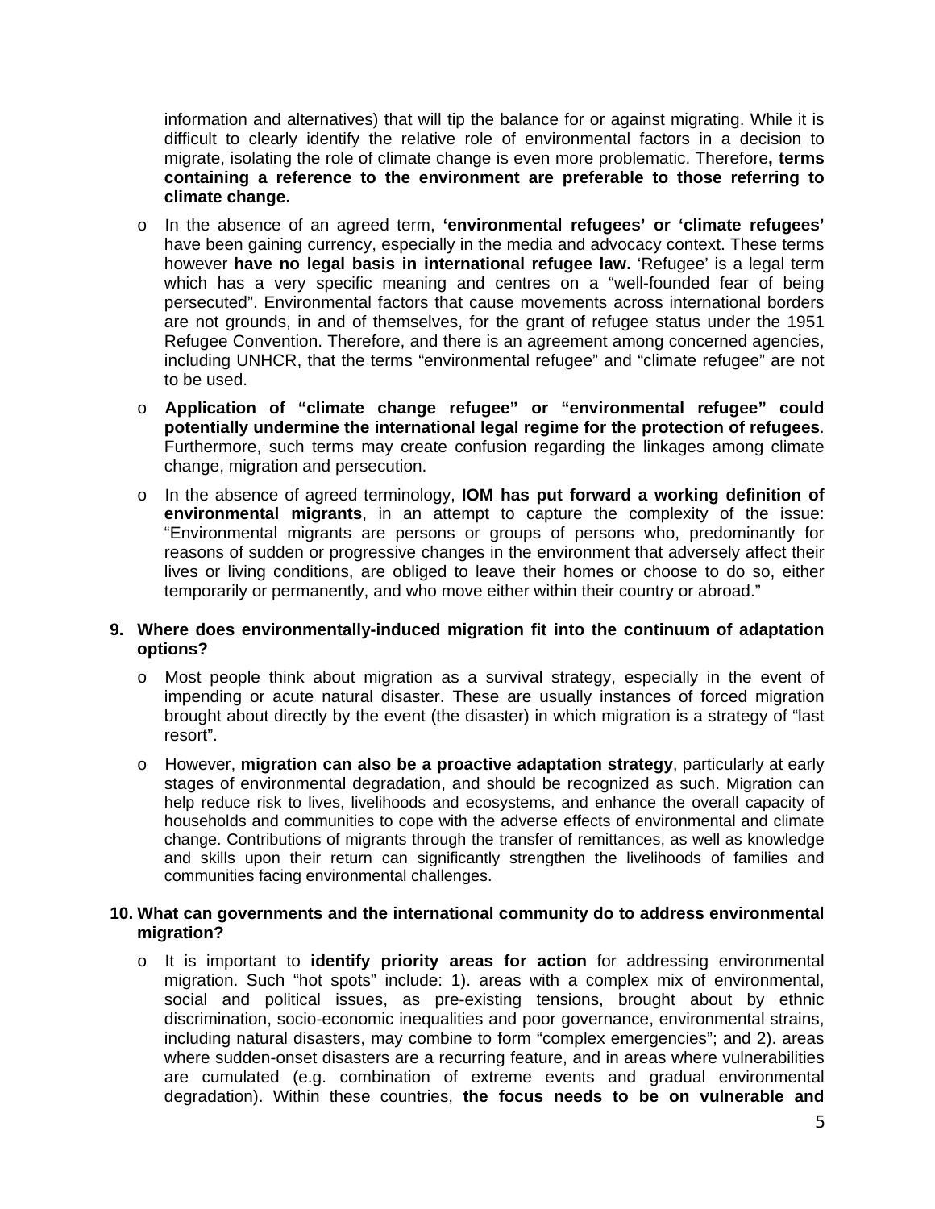information and alternatives) that will tip the balance for or against migrating. While it is difficult to clearly identify the relative role of environmental factors in a decision to migrate, isolating the role of climate change is even more problematic. Therefore**, terms containing a reference to the environment are preferable to those referring to climate change.**

- In the absence of an agreed term, **'environmental refugees' or 'climate refugees'** have been gaining currency, especially in the media and advocacy context. These terms however **have no legal basis in international refugee law.** 'Refugee' is a legal term which has a very specific meaning and centres on a "well-founded fear of being persecuted". Environmental factors that cause movements across international borders are not grounds, in and of themselves, for the grant of refugee status under the 1951 Refugee Convention. Therefore, and there is an agreement among concerned agencies, including UNHCR, that the terms "environmental refugee" and "climate refugee" are not to be used.
- **Application of "climate change refugee" or "environmental refugee" could potentially undermine the international legal regime for the protection of refugees**. Furthermore, such terms may create confusion regarding the linkages among climate change, migration and persecution.
- In the absence of agreed terminology, **IOM has put forward a working definition of environmental migrants**, in an attempt to capture the complexity of the issue: "Environmental migrants are persons or groups of persons who, predominantly for reasons of sudden or progressive changes in the environment that adversely affect their lives or living conditions, are obliged to leave their homes or choose to do so, either temporarily or permanently, and who move either within their country or abroad."

**9. Where does environmentally-induced migration fit into the continuum of adaptation options?**

- Most people think about migration as a survival strategy, especially in the event of impending or acute natural disaster. These are usually instances of forced migration brought about directly by the event (the disaster) in which migration is a strategy of "last resort".
- However, **migration can also be a proactive adaptation strategy**, particularly at early stages of environmental degradation, and should be recognized as such. Migration can help reduce risk to lives, livelihoods and ecosystems, and enhance the overall capacity of households and communities to cope with the adverse effects of environmental and climate change. Contributions of migrants through the transfer of remittances, as well as knowledge and skills upon their return can significantly strengthen the livelihoods of families and communities facing environmental challenges.

**10. What can governments and the international community do to address environmental migration?**

- It is important to **identify priority areas for action** for addressing environmental migration. Such "hot spots" include: 1). areas with a complex mix of environmental, social and political issues, as pre-existing tensions, brought about by ethnic discrimination, socio-economic inequalities and poor governance, environmental strains, including natural disasters, may combine to form "complex emergencies"; and 2). areas where sudden-onset disasters are a recurring feature, and in areas where vulnerabilities are cumulated (e.g. combination of extreme events and gradual environmental degradation). Within these countries, **the focus needs to be on vulnerable and**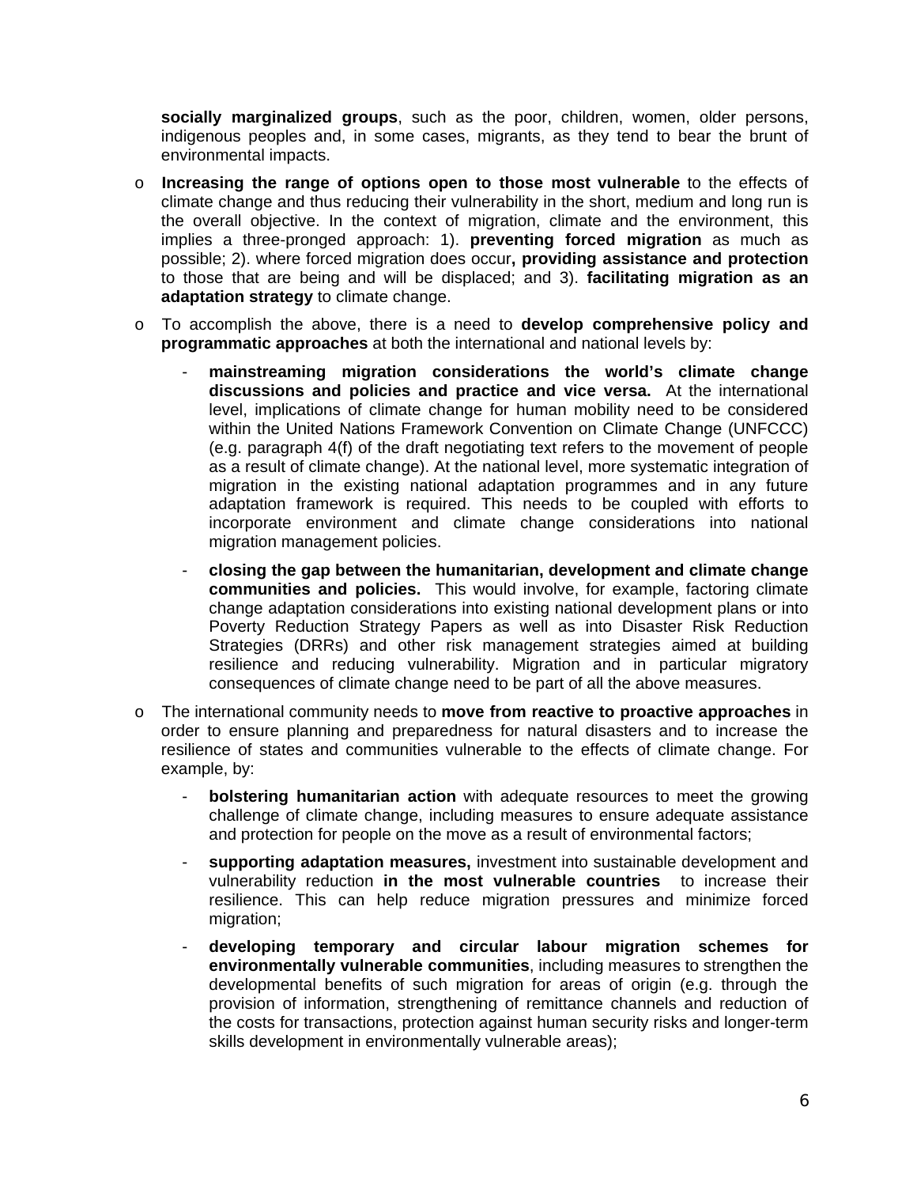**socially marginalized groups**, such as the poor, children, women, older persons, indigenous peoples and, in some cases, migrants, as they tend to bear the brunt of environmental impacts.

- **Increasing the range of options open to those most vulnerable** to the effects of climate change and thus reducing their vulnerability in the short, medium and long run is the overall objective. In the context of migration, climate and the environment, this implies a three-pronged approach: 1). **preventing forced migration** as much as possible; 2). where forced migration does occur**, providing assistance and protection** to those that are being and will be displaced; and 3). **facilitating migration as an adaptation strategy** to climate change.

- To accomplish the above, there is a need to **develop comprehensive policy and programmatic approaches** at both the international and national levels by:

  - **mainstreaming migration considerations the world's climate change discussions and policies and practice and vice versa.** At the international level, implications of climate change for human mobility need to be considered within the United Nations Framework Convention on Climate Change (UNFCCC) (e.g. paragraph 4(f) of the draft negotiating text refers to the movement of people as a result of climate change). At the national level, more systematic integration of migration in the existing national adaptation programmes and in any future adaptation framework is required. This needs to be coupled with efforts to incorporate environment and climate change considerations into national migration management policies.

  - **closing the gap between the humanitarian, development and climate change communities and policies.** This would involve, for example, factoring climate change adaptation considerations into existing national development plans or into Poverty Reduction Strategy Papers as well as into Disaster Risk Reduction Strategies (DRRs) and other risk management strategies aimed at building resilience and reducing vulnerability. Migration and in particular migratory consequences of climate change need to be part of all the above measures.

- The international community needs to **move from reactive to proactive approaches** in order to ensure planning and preparedness for natural disasters and to increase the resilience of states and communities vulnerable to the effects of climate change. For example, by:

  - **bolstering humanitarian action** with adequate resources to meet the growing challenge of climate change, including measures to ensure adequate assistance and protection for people on the move as a result of environmental factors;

  - **supporting adaptation measures,** investment into sustainable development and vulnerability reduction **in the most vulnerable countries** to increase their resilience. This can help reduce migration pressures and minimize forced migration;

  - **developing temporary and circular labour migration schemes for environmentally vulnerable communities**, including measures to strengthen the developmental benefits of such migration for areas of origin (e.g. through the provision of information, strengthening of remittance channels and reduction of the costs for transactions, protection against human security risks and longer-term skills development in environmentally vulnerable areas);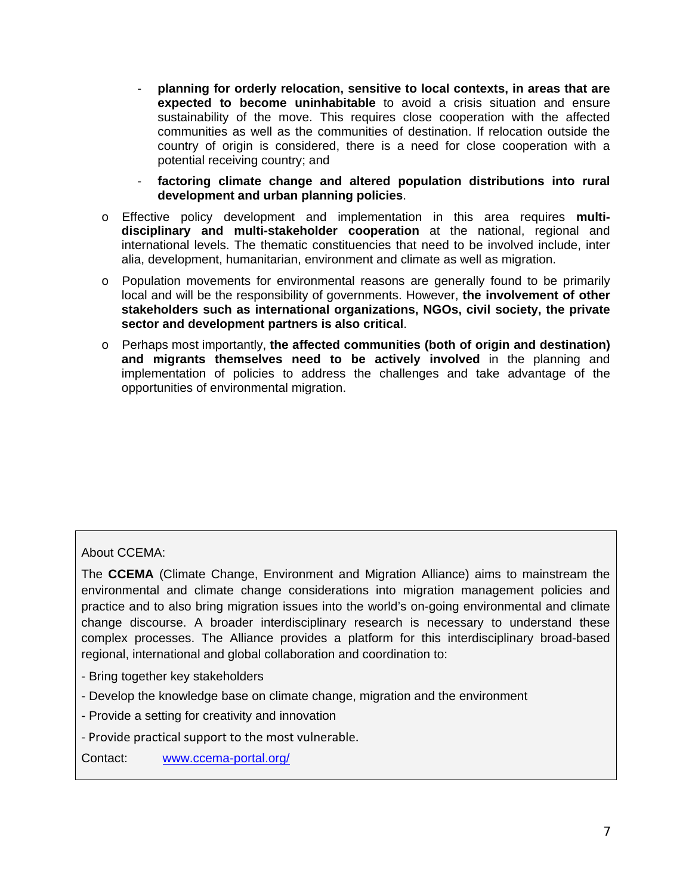- **planning for orderly relocation, sensitive to local contexts, in areas that are expected to become uninhabitable** to avoid a crisis situation and ensure sustainability of the move. This requires close cooperation with the affected communities as well as the communities of destination. If relocation outside the country of origin is considered, there is a need for close cooperation with a potential receiving country; and
    - **factoring climate change and altered population distributions into rural development and urban planning policies**.

- Effective policy development and implementation in this area requires **multi-disciplinary and multi-stakeholder cooperation** at the national, regional and international levels. The thematic constituencies that need to be involved include, inter alia, development, humanitarian, environment and climate as well as migration.

- Population movements for environmental reasons are generally found to be primarily local and will be the responsibility of governments. However, **the involvement of other stakeholders such as international organizations, NGOs, civil society, the private sector and development partners is also critical**.

- Perhaps most importantly, **the affected communities (both of origin and destination) and migrants themselves need to be actively involved** in the planning and implementation of policies to address the challenges and take advantage of the opportunities of environmental migration.

---

About CCEMA:

The **CCEMA** (Climate Change, Environment and Migration Alliance) aims to mainstream the environmental and climate change considerations into migration management policies and practice and to also bring migration issues into the world's on-going environmental and climate change discourse. A broader interdisciplinary research is necessary to understand these complex processes. The Alliance provides a platform for this interdisciplinary broad-based regional, international and global collaboration and coordination to:

- Bring together key stakeholders
- Develop the knowledge base on climate change, migration and the environment
- Provide a setting for creativity and innovation
- Provide practical support to the most vulnerable.

Contact: [www.ccema-portal.org/](http://www.ccema-portal.org/)